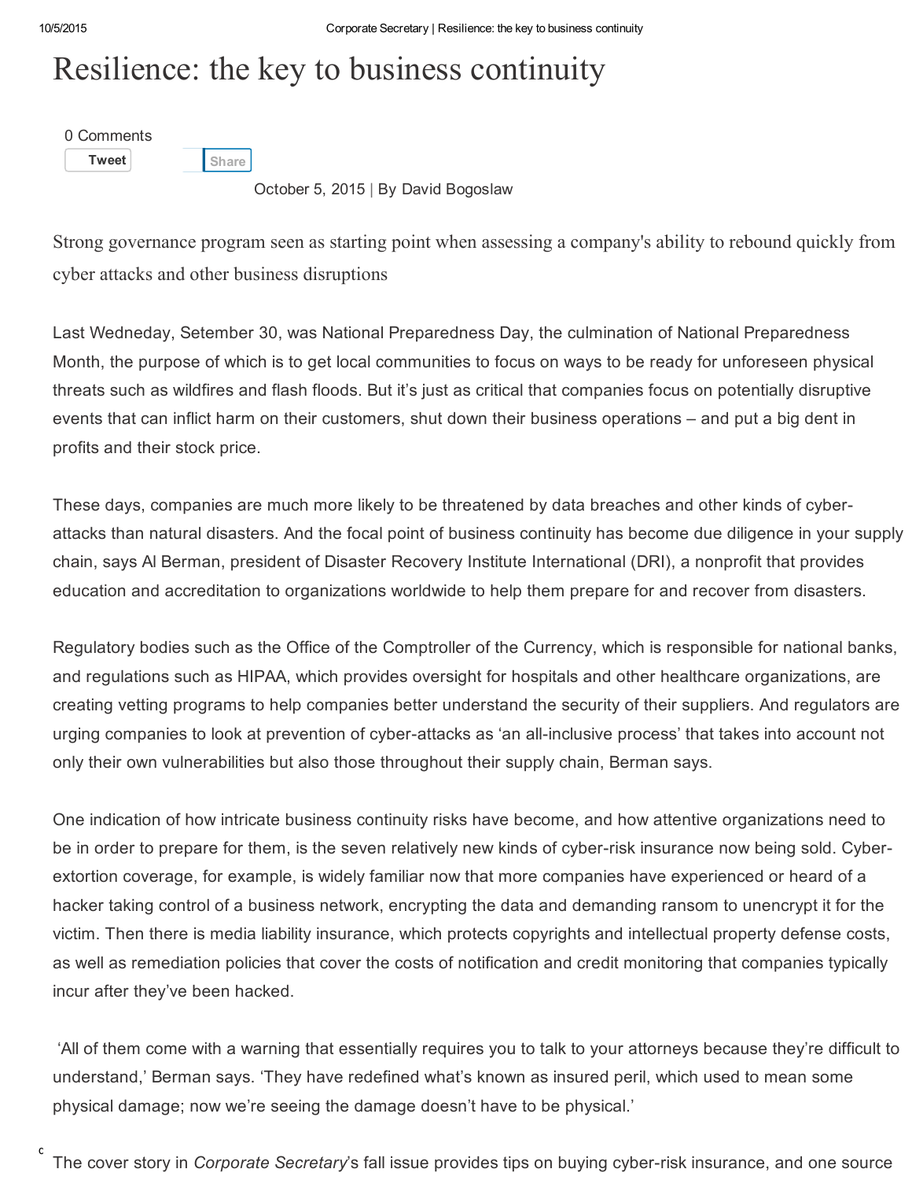# Resilience: the key to business continuity

0 Comments

October 5, 2015 | By David Bogoslaw

Strong governance program seen as starting point when assessing a company's ability to rebound quickly from cyber attacks and other business disruptions

Last Wedneday, Setember 30, was National Preparedness Day, the culmination of National Preparedness Month, the purpose of which is to get local communities to focus on ways to be ready for unforeseen physical threats such as wildfires and flash floods. But it's just as critical that companies focus on potentially disruptive events that can inflict harm on their customers, shut down their business operations – and put a big dent in profits and their stock price.

These days, companies are much more likely to be threatened by data breaches and other kinds of cyber-attacks than natural disasters. And the focal point of business continuity has become due diligence in your supply chain, says Al Berman, president of Disaster Recovery Institute International (DRI), a nonprofit that provides education and accreditation to organizations worldwide to help them prepare for and recover from disasters.

Regulatory bodies such as the Office of the Comptroller of the Currency, which is responsible for national banks, and regulations such as HIPAA, which provides oversight for hospitals and other healthcare organizations, are creating vetting programs to help companies better understand the security of their suppliers. And regulators are urging companies to look at prevention of cyber-attacks as 'an all-inclusive process' that takes into account not only their own vulnerabilities but also those throughout their supply chain, Berman says.

One indication of how intricate business continuity risks have become, and how attentive organizations need to be in order to prepare for them, is the seven relatively new kinds of cyber-risk insurance now being sold. Cyber-extortion coverage, for example, is widely familiar now that more companies have experienced or heard of a hacker taking control of a business network, encrypting the data and demanding ransom to unencrypt it for the victim. Then there is media liability insurance, which protects copyrights and intellectual property defense costs, as well as remediation policies that cover the costs of notification and credit monitoring that companies typically incur after they've been hacked.

'All of them come with a warning that essentially requires you to talk to your attorneys because they're difficult to understand,' Berman says. 'They have redefined what's known as insured peril, which used to mean some physical damage; now we're seeing the damage doesn't have to be physical.'

The cover story in *Corporate Secretary*'s fall issue provides tips on buying cyber-risk insurance, and one source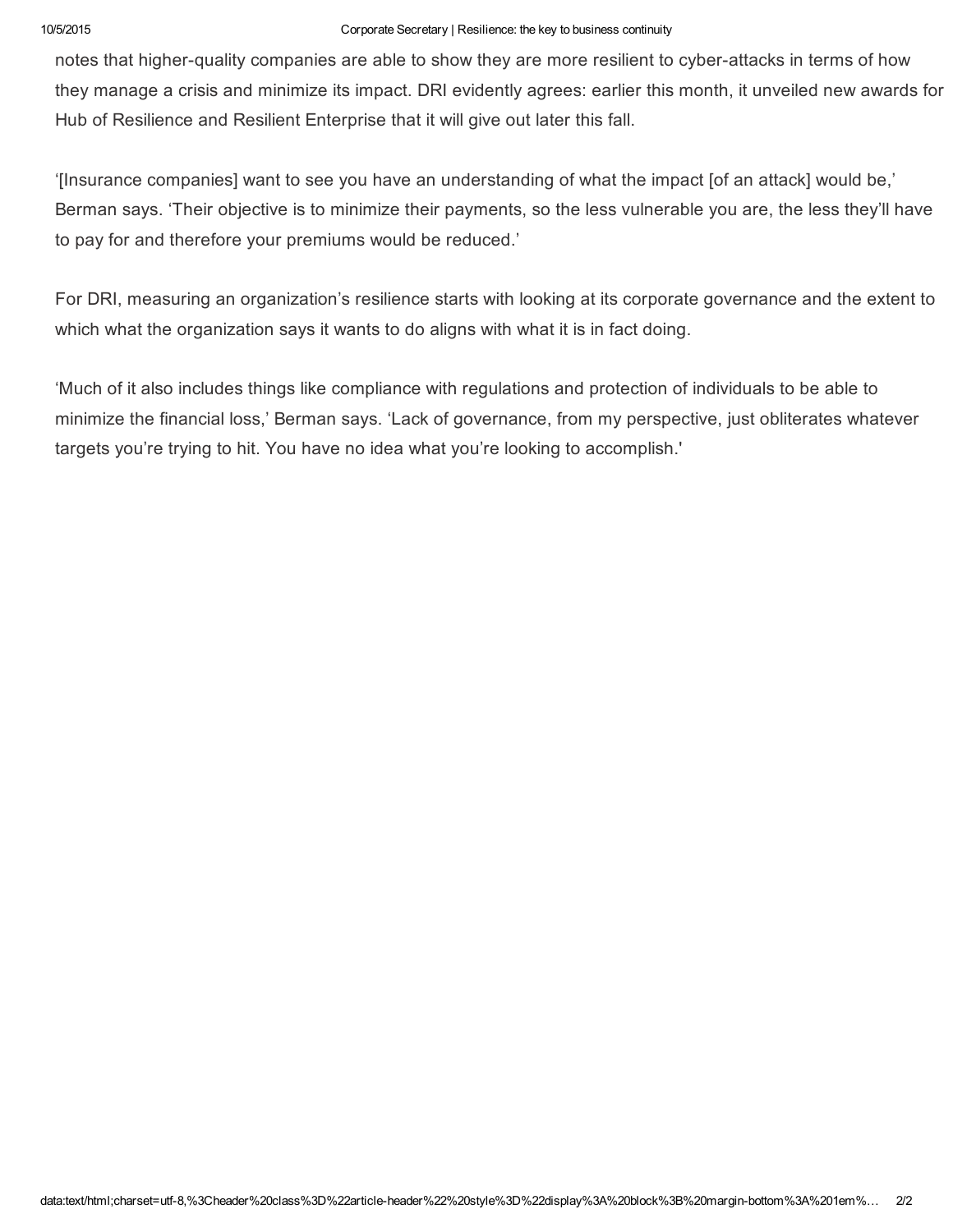notes that higher-quality companies are able to show they are more resilient to cyber-attacks in terms of how they manage a crisis and minimize its impact. DRI evidently agrees: earlier this month, it unveiled new awards for Hub of Resilience and Resilient Enterprise that it will give out later this fall.

‘[Insurance companies] want to see you have an understanding of what the impact [of an attack] would be,’ Berman says. ‘Their objective is to minimize their payments, so the less vulnerable you are, the less they’ll have to pay for and therefore your premiums would be reduced.’

For DRI, measuring an organization’s resilience starts with looking at its corporate governance and the extent to which what the organization says it wants to do aligns with what it is in fact doing.

‘Much of it also includes things like compliance with regulations and protection of individuals to be able to minimize the financial loss,’ Berman says. ‘Lack of governance, from my perspective, just obliterates whatever targets you’re trying to hit. You have no idea what you’re looking to accomplish.'